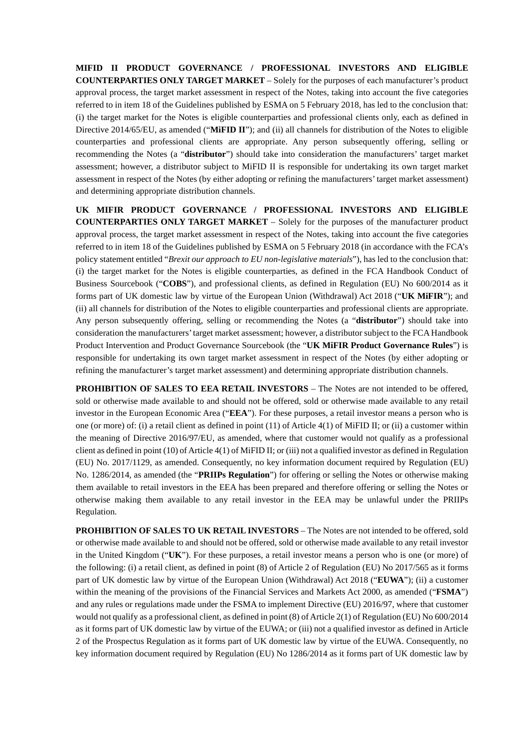**MIFID II PRODUCT GOVERNANCE / PROFESSIONAL INVESTORS AND ELIGIBLE COUNTERPARTIES ONLY TARGET MARKET** – Solely for the purposes of each manufacturer's product approval process, the target market assessment in respect of the Notes, taking into account the five categories referred to in item 18 of the Guidelines published by ESMA on 5 February 2018, has led to the conclusion that: (i) the target market for the Notes is eligible counterparties and professional clients only, each as defined in Directive 2014/65/EU, as amended ("**MiFID II**"); and (ii) all channels for distribution of the Notes to eligible counterparties and professional clients are appropriate. Any person subsequently offering, selling or recommending the Notes (a "**distributor**") should take into consideration the manufacturers' target market assessment; however, a distributor subject to MiFID II is responsible for undertaking its own target market assessment in respect of the Notes (by either adopting or refining the manufacturers' target market assessment) and determining appropriate distribution channels.

**UK MIFIR PRODUCT GOVERNANCE / PROFESSIONAL INVESTORS AND ELIGIBLE COUNTERPARTIES ONLY TARGET MARKET** – Solely for the purposes of the manufacturer product approval process, the target market assessment in respect of the Notes, taking into account the five categories referred to in item 18 of the Guidelines published by ESMA on 5 February 2018 (in accordance with the FCA's policy statement entitled "*Brexit our approach to EU non-legislative materials*"), has led to the conclusion that: (i) the target market for the Notes is eligible counterparties, as defined in the FCA Handbook Conduct of Business Sourcebook ("**COBS**"), and professional clients, as defined in Regulation (EU) No 600/2014 as it forms part of UK domestic law by virtue of the European Union (Withdrawal) Act 2018 ("**UK MiFIR**"); and (ii) all channels for distribution of the Notes to eligible counterparties and professional clients are appropriate. Any person subsequently offering, selling or recommending the Notes (a "**distributor**") should take into consideration the manufacturers' target market assessment; however, a distributor subject to the FCA Handbook Product Intervention and Product Governance Sourcebook (the "**UK MiFIR Product Governance Rules**") is responsible for undertaking its own target market assessment in respect of the Notes (by either adopting or refining the manufacturer's target market assessment) and determining appropriate distribution channels.

**PROHIBITION OF SALES TO EEA RETAIL INVESTORS** – The Notes are not intended to be offered, sold or otherwise made available to and should not be offered, sold or otherwise made available to any retail investor in the European Economic Area ("**EEA**"). For these purposes, a retail investor means a person who is one (or more) of: (i) a retail client as defined in point (11) of Article 4(1) of MiFID II; or (ii) a customer within the meaning of Directive 2016/97/EU, as amended, where that customer would not qualify as a professional client as defined in point (10) of Article 4(1) of MiFID II; or (iii) not a qualified investor as defined in Regulation (EU) No. 2017/1129, as amended. Consequently, no key information document required by Regulation (EU) No. 1286/2014, as amended (the "**PRIIPs Regulation**") for offering or selling the Notes or otherwise making them available to retail investors in the EEA has been prepared and therefore offering or selling the Notes or otherwise making them available to any retail investor in the EEA may be unlawful under the PRIIPs Regulation.

**PROHIBITION OF SALES TO UK RETAIL INVESTORS** – The Notes are not intended to be offered, sold or otherwise made available to and should not be offered, sold or otherwise made available to any retail investor in the United Kingdom ("**UK**"). For these purposes, a retail investor means a person who is one (or more) of the following: (i) a retail client, as defined in point (8) of Article 2 of Regulation (EU) No 2017/565 as it forms part of UK domestic law by virtue of the European Union (Withdrawal) Act 2018 ("**EUWA**"); (ii) a customer within the meaning of the provisions of the Financial Services and Markets Act 2000, as amended ("**FSMA**") and any rules or regulations made under the FSMA to implement Directive (EU) 2016/97, where that customer would not qualify as a professional client, as defined in point (8) of Article 2(1) of Regulation (EU) No 600/2014 as it forms part of UK domestic law by virtue of the EUWA; or (iii) not a qualified investor as defined in Article 2 of the Prospectus Regulation as it forms part of UK domestic law by virtue of the EUWA. Consequently, no key information document required by Regulation (EU) No 1286/2014 as it forms part of UK domestic law by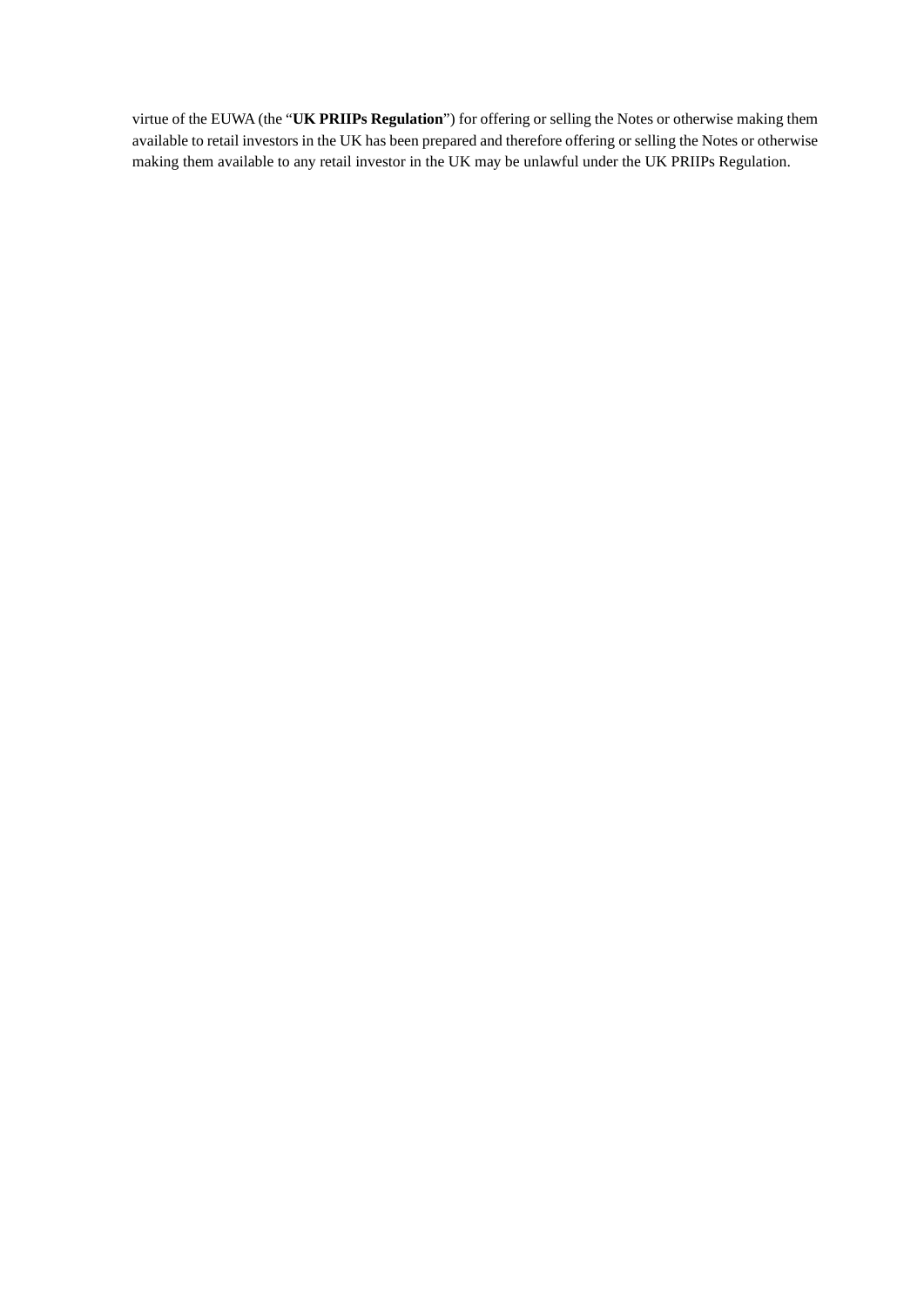virtue of the EUWA (the "**UK PRIIPs Regulation**") for offering or selling the Notes or otherwise making them available to retail investors in the UK has been prepared and therefore offering or selling the Notes or otherwise making them available to any retail investor in the UK may be unlawful under the UK PRIIPs Regulation.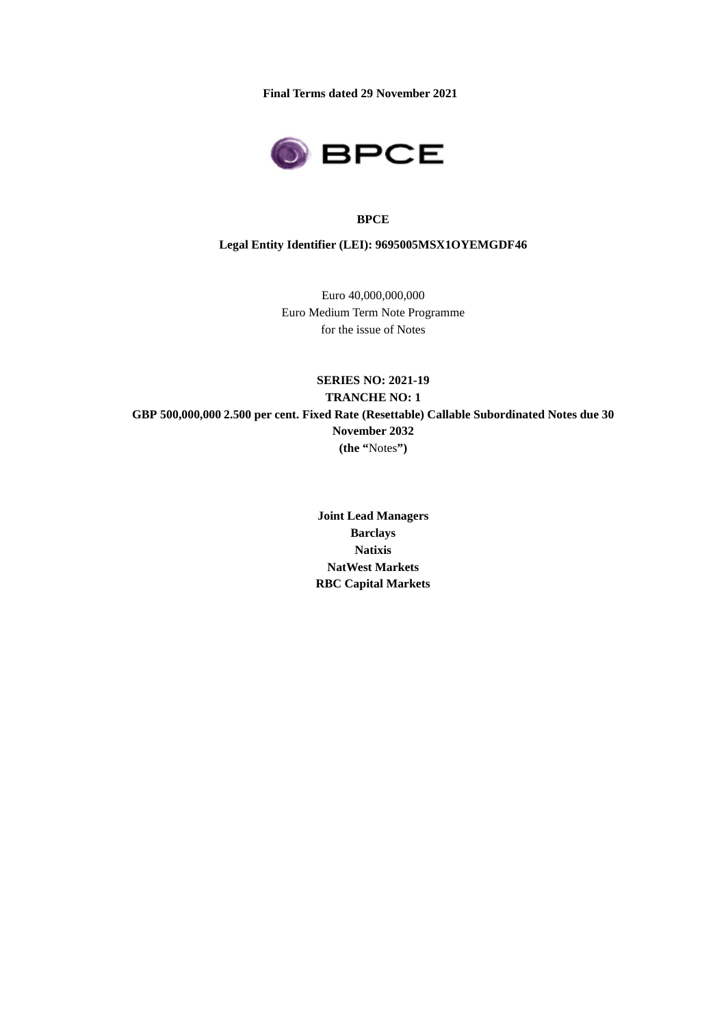**Final Terms dated 29 November 2021**

**BPCE**

**Legal Entity Identifier (LEI): 9695005MSX1OYEMGDF46**

Euro 40,000,000,000
Euro Medium Term Note Programme
for the issue of Notes

**SERIES NO: 2021-19**
**TRANCHE NO: 1**
**GBP 500,000,000 2.500 per cent. Fixed Rate (Resettable) Callable Subordinated Notes due 30 November 2032**
**(the "**Notes**")**

**Joint Lead Managers**
**Barclays**
**Natixis**
**NatWest Markets**
**RBC Capital Markets**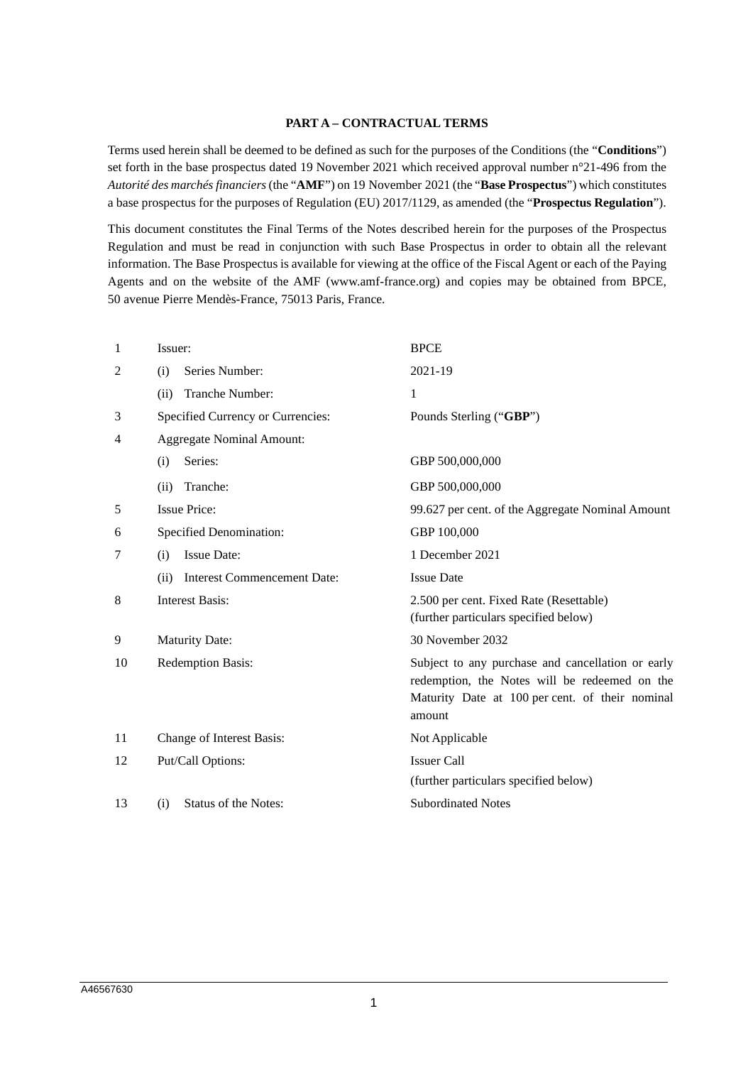## PART A – CONTRACTUAL TERMS

Terms used herein shall be deemed to be defined as such for the purposes of the Conditions (the "**Conditions**") set forth in the base prospectus dated 19 November 2021 which received approval number n°21-496 from the *Autorité des marchés financiers* (the "**AMF**") on 19 November 2021 (the "**Base Prospectus**") which constitutes a base prospectus for the purposes of Regulation (EU) 2017/1129, as amended (the "**Prospectus Regulation**").

This document constitutes the Final Terms of the Notes described herein for the purposes of the Prospectus Regulation and must be read in conjunction with such Base Prospectus in order to obtain all the relevant information. The Base Prospectus is available for viewing at the office of the Fiscal Agent or each of the Paying Agents and on the website of the AMF (www.amf-france.org) and copies may be obtained from BPCE, 50 avenue Pierre Mendès-France, 75013 Paris, France.

| | | |
|---|---|---|
| 1 | Issuer: | BPCE |
| 2 | (i) Series Number: | 2021-19 |
| | (ii) Tranche Number: | 1 |
| 3 | Specified Currency or Currencies: | Pounds Sterling ("**GBP**") |
| 4 | Aggregate Nominal Amount: | |
| | (i) Series: | GBP 500,000,000 |
| | (ii) Tranche: | GBP 500,000,000 |
| 5 | Issue Price: | 99.627 per cent. of the Aggregate Nominal Amount |
| 6 | Specified Denomination: | GBP 100,000 |
| 7 | (i) Issue Date: | 1 December 2021 |
| | (ii) Interest Commencement Date: | Issue Date |
| 8 | Interest Basis: | 2.500 per cent. Fixed Rate (Resettable) (further particulars specified below) |
| 9 | Maturity Date: | 30 November 2032 |
| 10 | Redemption Basis: | Subject to any purchase and cancellation or early redemption, the Notes will be redeemed on the Maturity Date at 100 per cent. of their nominal amount |
| 11 | Change of Interest Basis: | Not Applicable |
| 12 | Put/Call Options: | Issuer Call (further particulars specified below) |
| 13 | (i) Status of the Notes: | Subordinated Notes |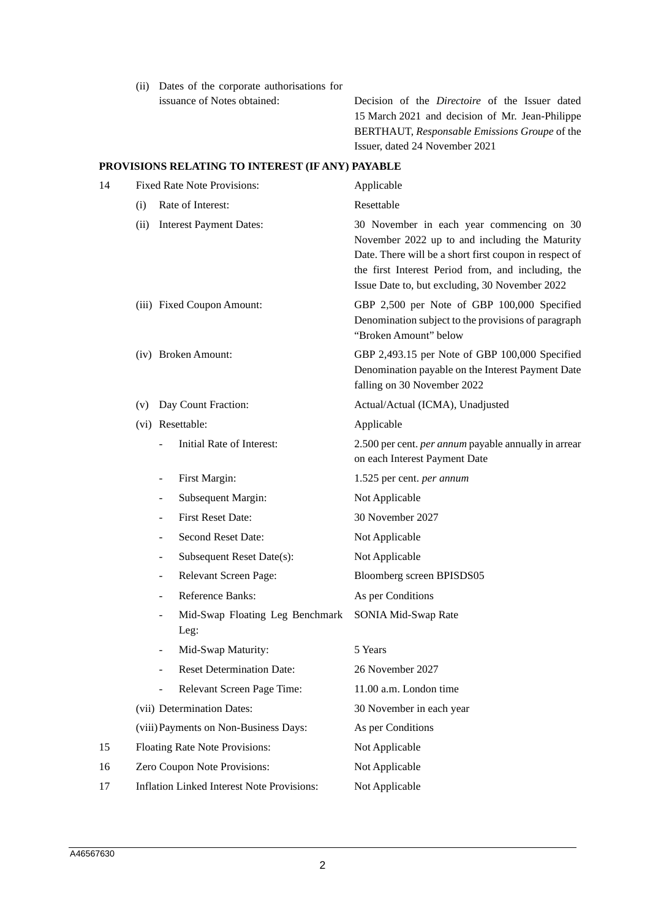| | | |
|---|---|---|
| | (ii) Dates of the corporate authorisations for issuance of Notes obtained: | Decision of the *Directoire* of the Issuer dated 15 March 2021 and decision of Mr. Jean-Philippe BERTHAUT, *Responsable Emissions Groupe* of the Issuer, dated 24 November 2021 |

**PROVISIONS RELATING TO INTEREST (IF ANY) PAYABLE**

| | | |
|---|---|---|
| 14 | Fixed Rate Note Provisions: | Applicable |
| | (i) Rate of Interest: | Resettable |
| | (ii) Interest Payment Dates: | 30 November in each year commencing on 30 November 2022 up to and including the Maturity Date. There will be a short first coupon in respect of the first Interest Period from, and including, the Issue Date to, but excluding, 30 November 2022 |
| | (iii) Fixed Coupon Amount: | GBP 2,500 per Note of GBP 100,000 Specified Denomination subject to the provisions of paragraph "Broken Amount" below |
| | (iv) Broken Amount: | GBP 2,493.15 per Note of GBP 100,000 Specified Denomination payable on the Interest Payment Date falling on 30 November 2022 |
| | (v) Day Count Fraction: | Actual/Actual (ICMA), Unadjusted |
| | (vi) Resettable: | Applicable |
| | - Initial Rate of Interest: | 2.500 per cent. *per annum* payable annually in arrear on each Interest Payment Date |
| | - First Margin: | 1.525 per cent. *per annum* |
| | - Subsequent Margin: | Not Applicable |
| | - First Reset Date: | 30 November 2027 |
| | - Second Reset Date: | Not Applicable |
| | - Subsequent Reset Date(s): | Not Applicable |
| | - Relevant Screen Page: | Bloomberg screen BPISDS05 |
| | - Reference Banks: | As per Conditions |
| | - Mid-Swap Floating Leg Benchmark Leg: | SONIA Mid-Swap Rate |
| | - Mid-Swap Maturity: | 5 Years |
| | - Reset Determination Date: | 26 November 2027 |
| | - Relevant Screen Page Time: | 11.00 a.m. London time |
| | (vii) Determination Dates: | 30 November in each year |
| | (viii) Payments on Non-Business Days: | As per Conditions |
| 15 | Floating Rate Note Provisions: | Not Applicable |
| 16 | Zero Coupon Note Provisions: | Not Applicable |
| 17 | Inflation Linked Interest Note Provisions: | Not Applicable |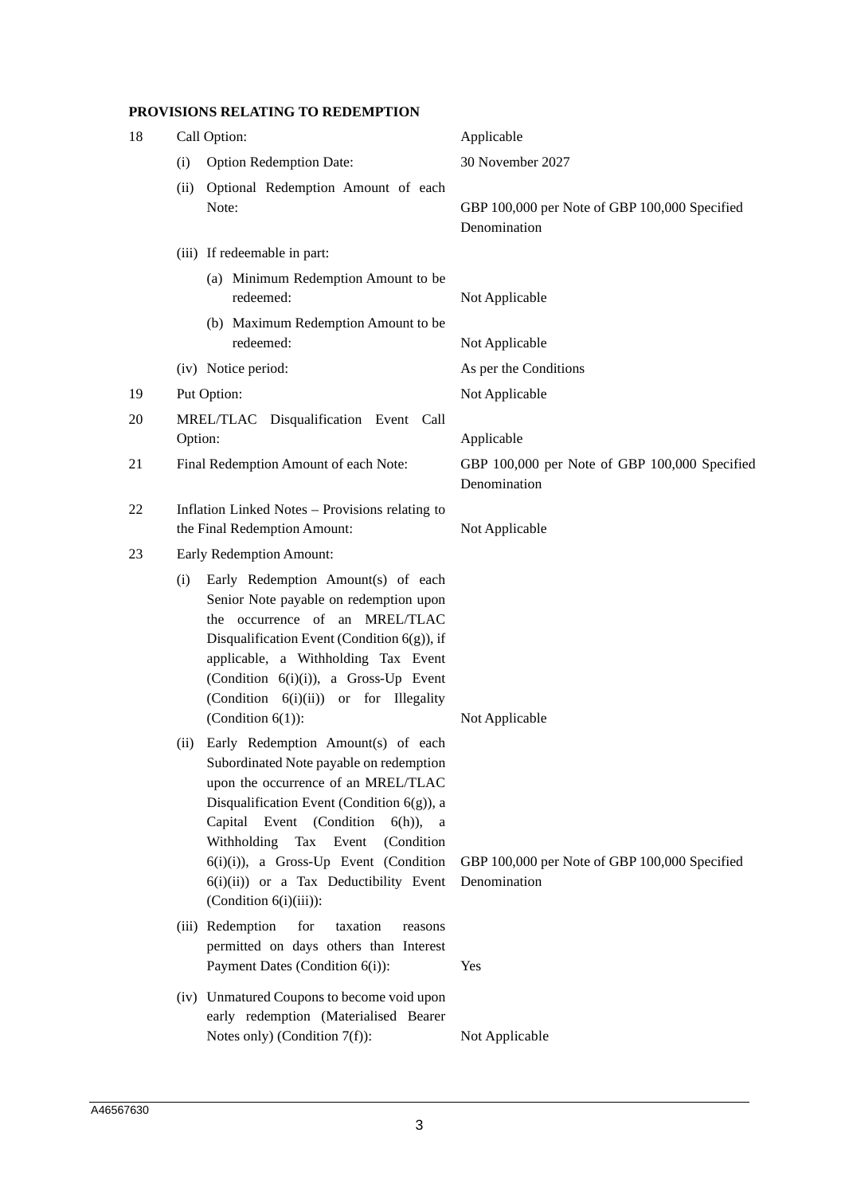**PROVISIONS RELATING TO REDEMPTION**

| | | |
|---|---|---|
| 18 | Call Option: | Applicable |
| | (i) Option Redemption Date: | 30 November 2027 |
| | (ii) Optional Redemption Amount of each Note: | GBP 100,000 per Note of GBP 100,000 Specified Denomination |
| | (iii) If redeemable in part: | |
| | (a) Minimum Redemption Amount to be redeemed: | Not Applicable |
| | (b) Maximum Redemption Amount to be redeemed: | Not Applicable |
| | (iv) Notice period: | As per the Conditions |
| 19 | Put Option: | Not Applicable |
| 20 | MREL/TLAC Disqualification Event Call Option: | Applicable |
| 21 | Final Redemption Amount of each Note: | GBP 100,000 per Note of GBP 100,000 Specified Denomination |
| 22 | Inflation Linked Notes – Provisions relating to the Final Redemption Amount: | Not Applicable |
| 23 | Early Redemption Amount: | |
| | (i) Early Redemption Amount(s) of each Senior Note payable on redemption upon the occurrence of an MREL/TLAC Disqualification Event (Condition 6(g)), if applicable, a Withholding Tax Event (Condition 6(i)(i)), a Gross-Up Event (Condition 6(i)(ii)) or for Illegality (Condition 6(1)): | Not Applicable |
| | (ii) Early Redemption Amount(s) of each Subordinated Note payable on redemption upon the occurrence of an MREL/TLAC Disqualification Event (Condition 6(g)), a Capital Event (Condition 6(h)), a Withholding Tax Event (Condition 6(i)(i)), a Gross-Up Event (Condition 6(i)(ii)) or a Tax Deductibility Event (Condition 6(i)(iii)): | GBP 100,000 per Note of GBP 100,000 Specified Denomination |
| | (iii) Redemption for taxation reasons permitted on days others than Interest Payment Dates (Condition 6(i)): | Yes |
| | (iv) Unmatured Coupons to become void upon early redemption (Materialised Bearer Notes only) (Condition 7(f)): | Not Applicable |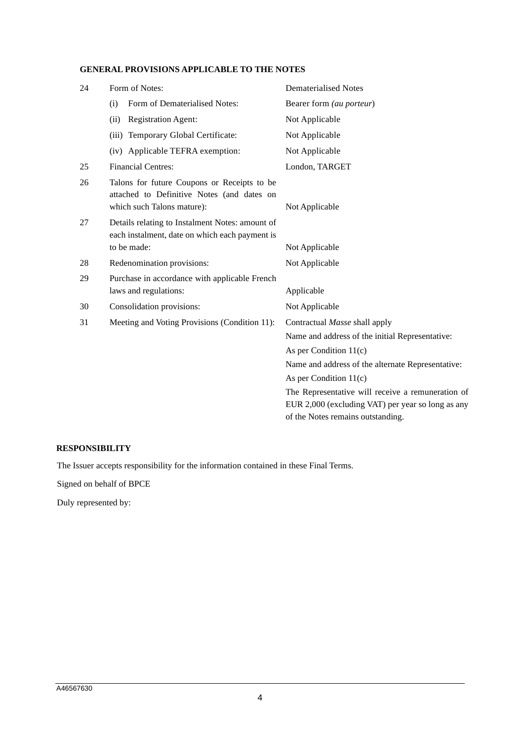**GENERAL PROVISIONS APPLICABLE TO THE NOTES**

| | | |
|---|---|---|
| 24 | Form of Notes: | Dematerialised Notes |
| | (i) Form of Dematerialised Notes: | Bearer form *(au porteur)* |
| | (ii) Registration Agent: | Not Applicable |
| | (iii) Temporary Global Certificate: | Not Applicable |
| | (iv) Applicable TEFRA exemption: | Not Applicable |
| 25 | Financial Centres: | London, TARGET |
| 26 | Talons for future Coupons or Receipts to be attached to Definitive Notes (and dates on which such Talons mature): | Not Applicable |
| 27 | Details relating to Instalment Notes: amount of each instalment, date on which each payment is to be made: | Not Applicable |
| 28 | Redenomination provisions: | Not Applicable |
| 29 | Purchase in accordance with applicable French laws and regulations: | Applicable |
| 30 | Consolidation provisions: | Not Applicable |
| 31 | Meeting and Voting Provisions (Condition 11): | Contractual *Masse* shall apply<br>Name and address of the initial Representative:<br>As per Condition 11(c)<br>Name and address of the alternate Representative:<br>As per Condition 11(c)<br>The Representative will receive a remuneration of EUR 2,000 (excluding VAT) per year so long as any of the Notes remains outstanding. |

**RESPONSIBILITY**

The Issuer accepts responsibility for the information contained in these Final Terms.

Signed on behalf of BPCE

Duly represented by: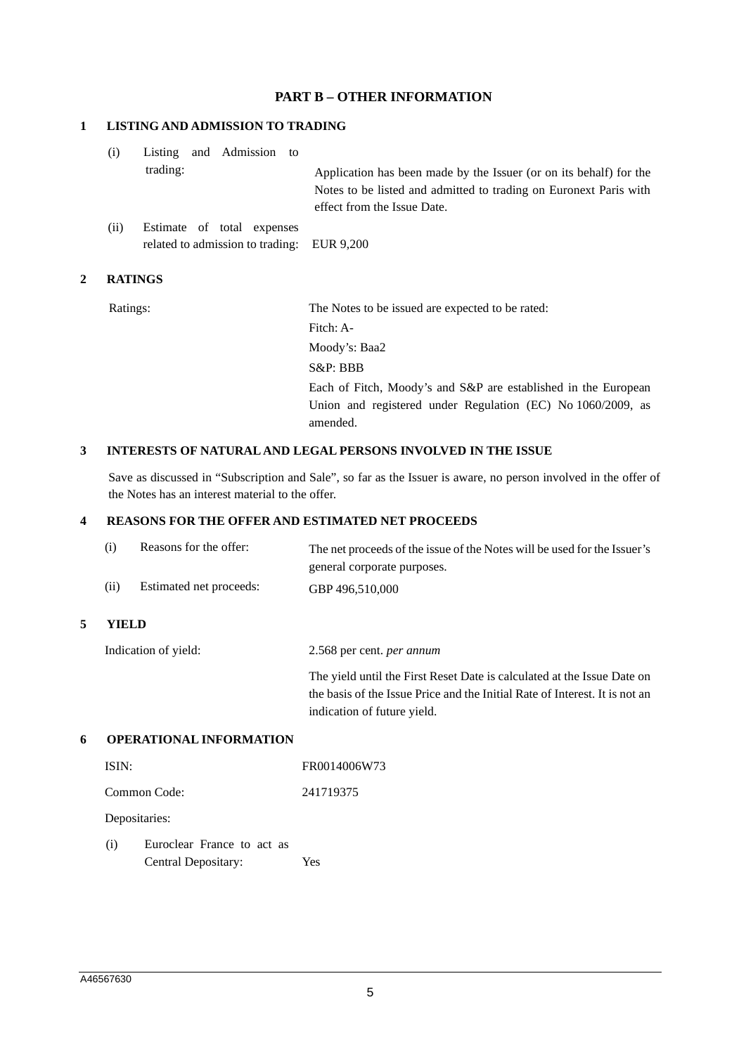## PART B – OTHER INFORMATION

### 1 LISTING AND ADMISSION TO TRADING

(i) Listing and Admission to trading: Application has been made by the Issuer (or on its behalf) for the Notes to be listed and admitted to trading on Euronext Paris with effect from the Issue Date.

(ii) Estimate of total expenses related to admission to trading: EUR 9,200

### 2 RATINGS

Ratings: The Notes to be issued are expected to be rated:

Fitch: A-

Moody's: Baa2

S&P: BBB

Each of Fitch, Moody's and S&P are established in the European Union and registered under Regulation (EC) No 1060/2009, as amended.

### 3 INTERESTS OF NATURAL AND LEGAL PERSONS INVOLVED IN THE ISSUE

Save as discussed in "Subscription and Sale", so far as the Issuer is aware, no person involved in the offer of the Notes has an interest material to the offer.

### 4 REASONS FOR THE OFFER AND ESTIMATED NET PROCEEDS

(i) Reasons for the offer: The net proceeds of the issue of the Notes will be used for the Issuer's general corporate purposes.

(ii) Estimated net proceeds: GBP 496,510,000

### 5 YIELD

Indication of yield: 2.568 per cent. *per annum*

The yield until the First Reset Date is calculated at the Issue Date on the basis of the Issue Price and the Initial Rate of Interest. It is not an indication of future yield.

### 6 OPERATIONAL INFORMATION

ISIN: FR0014006W73

Common Code: 241719375

Depositaries:

(i) Euroclear France to act as Central Depositary: Yes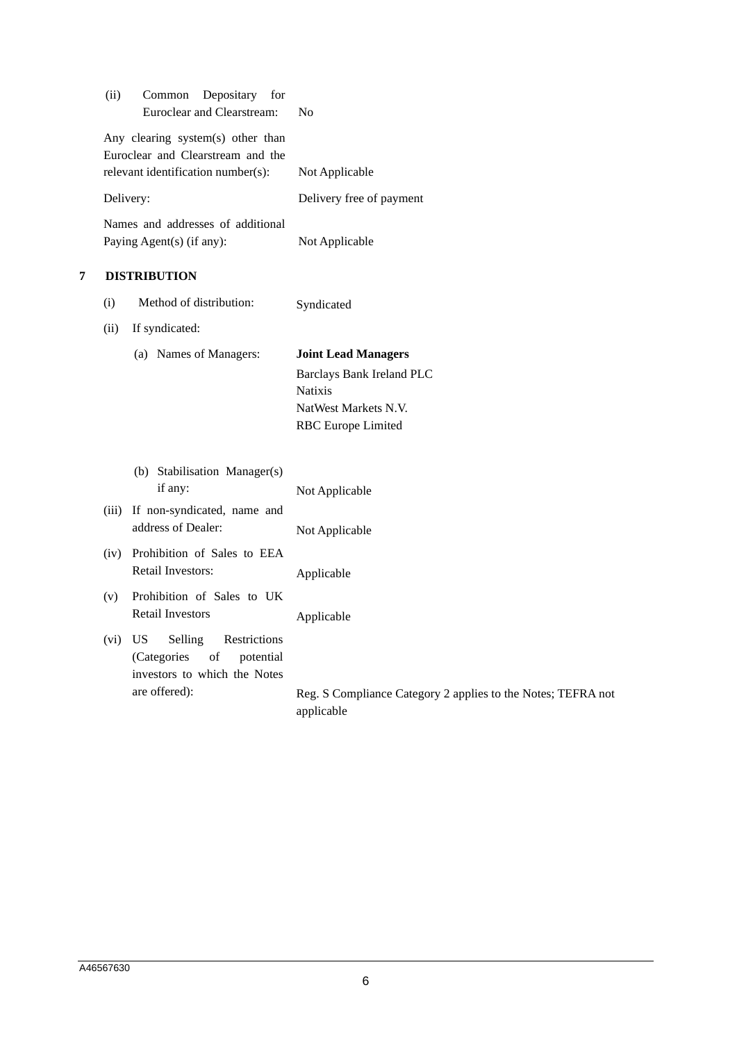| | |
|---|---|
| (ii) Common Depositary for Euroclear and Clearstream: | No |
| Any clearing system(s) other than Euroclear and Clearstream and the relevant identification number(s): | Not Applicable |
| Delivery: | Delivery free of payment |
| Names and addresses of additional Paying Agent(s) (if any): | Not Applicable |

## 7 DISTRIBUTION

| | |
|---|---|
| (i) Method of distribution: | Syndicated |
| (ii) If syndicated: | |
| (a) Names of Managers: | **Joint Lead Managers**<br>Barclays Bank Ireland PLC<br>Natixis<br>NatWest Markets N.V.<br>RBC Europe Limited |
| (b) Stabilisation Manager(s) if any: | Not Applicable |
| (iii) If non-syndicated, name and address of Dealer: | Not Applicable |
| (iv) Prohibition of Sales to EEA Retail Investors: | Applicable |
| (v) Prohibition of Sales to UK Retail Investors | Applicable |
| (vi) US Selling Restrictions (Categories of potential investors to which the Notes are offered): | Reg. S Compliance Category 2 applies to the Notes; TEFRA not applicable |

A46567630